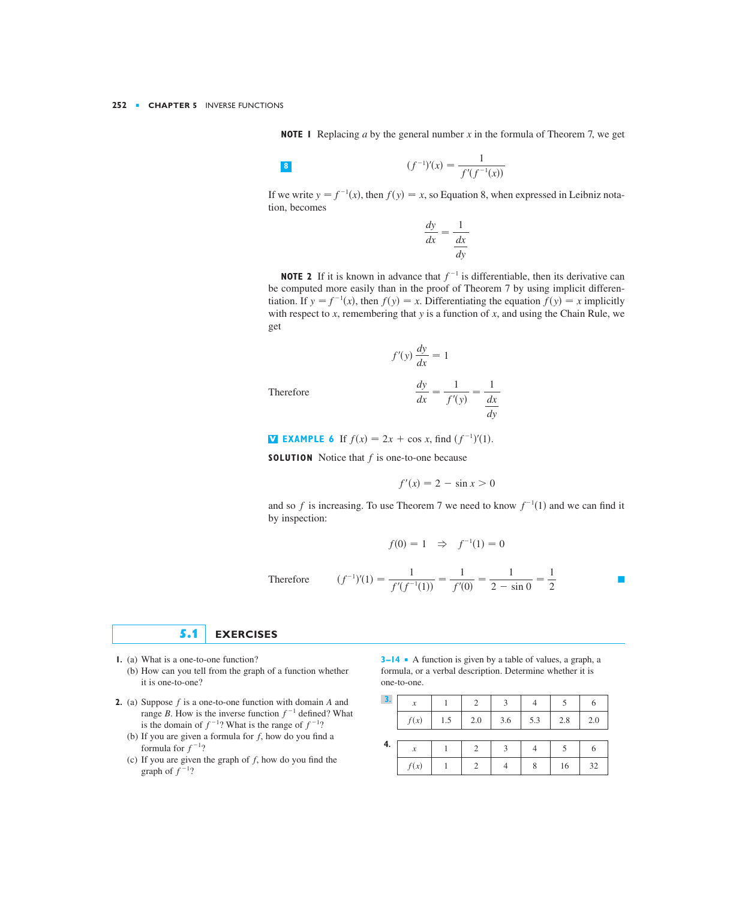**NOTE 1** Replacing $a$ by the general number $x$ in the formula of Theorem 7, we get

$$(f^{-1})'(x) = \frac{1}{f'(f^{-1}(x))} \tag{8}$$

If we write $y = f^{-1}(x)$, then $f(y) = x$, so Equation 8, when expressed in Leibniz notation, becomes

$$\frac{dy}{dx} = \frac{1}{\dfrac{dx}{dy}}$$

**NOTE 2** If it is known in advance that $f^{-1}$ is differentiable, then its derivative can be computed more easily than in the proof of Theorem 7 by using implicit differentiation. If $y = f^{-1}(x)$, then $f(y) = x$. Differentiating the equation $f(y) = x$ implicitly with respect to $x$, remembering that $y$ is a function of $x$, and using the Chain Rule, we get

$$f'(y)\,\frac{dy}{dx} = 1$$

Therefore

$$\frac{dy}{dx} = \frac{1}{f'(y)} = \frac{1}{\dfrac{dx}{dy}}$$

**EXAMPLE 6** If $f(x) = 2x + \cos x$, find $(f^{-1})'(1)$.

**SOLUTION** Notice that $f$ is one-to-one because

$$f'(x) = 2 - \sin x > 0$$

and so $f$ is increasing. To use Theorem 7 we need to know $f^{-1}(1)$ and we can find it by inspection:

$$f(0) = 1 \quad \Rightarrow \quad f^{-1}(1) = 0$$

Therefore

$$(f^{-1})'(1) = \frac{1}{f'(f^{-1}(1))} = \frac{1}{f'(0)} = \frac{1}{2 - \sin 0} = \frac{1}{2}$$

## 5.1 EXERCISES

**1.** (a) What is a one-to-one function?
(b) How can you tell from the graph of a function whether it is one-to-one?

**2.** (a) Suppose $f$ is a one-to-one function with domain $A$ and range $B$. How is the inverse function $f^{-1}$ defined? What is the domain of $f^{-1}$? What is the range of $f^{-1}$?
(b) If you are given a formula for $f$, how do you find a formula for $f^{-1}$?
(c) If you are given the graph of $f$, how do you find the graph of $f^{-1}$?

**3–14** A function is given by a table of values, a graph, a formula, or a verbal description. Determine whether it is one-to-one.

**3.**

| $x$ | 1 | 2 | 3 | 4 | 5 | 6 |
|---|---|---|---|---|---|---|
| $f(x)$ | 1.5 | 2.0 | 3.6 | 5.3 | 2.8 | 2.0 |

**4.**

| $x$ | 1 | 2 | 3 | 4 | 5 | 6 |
|---|---|---|---|---|---|---|
| $f(x)$ | 1 | 2 | 4 | 8 | 16 | 32 |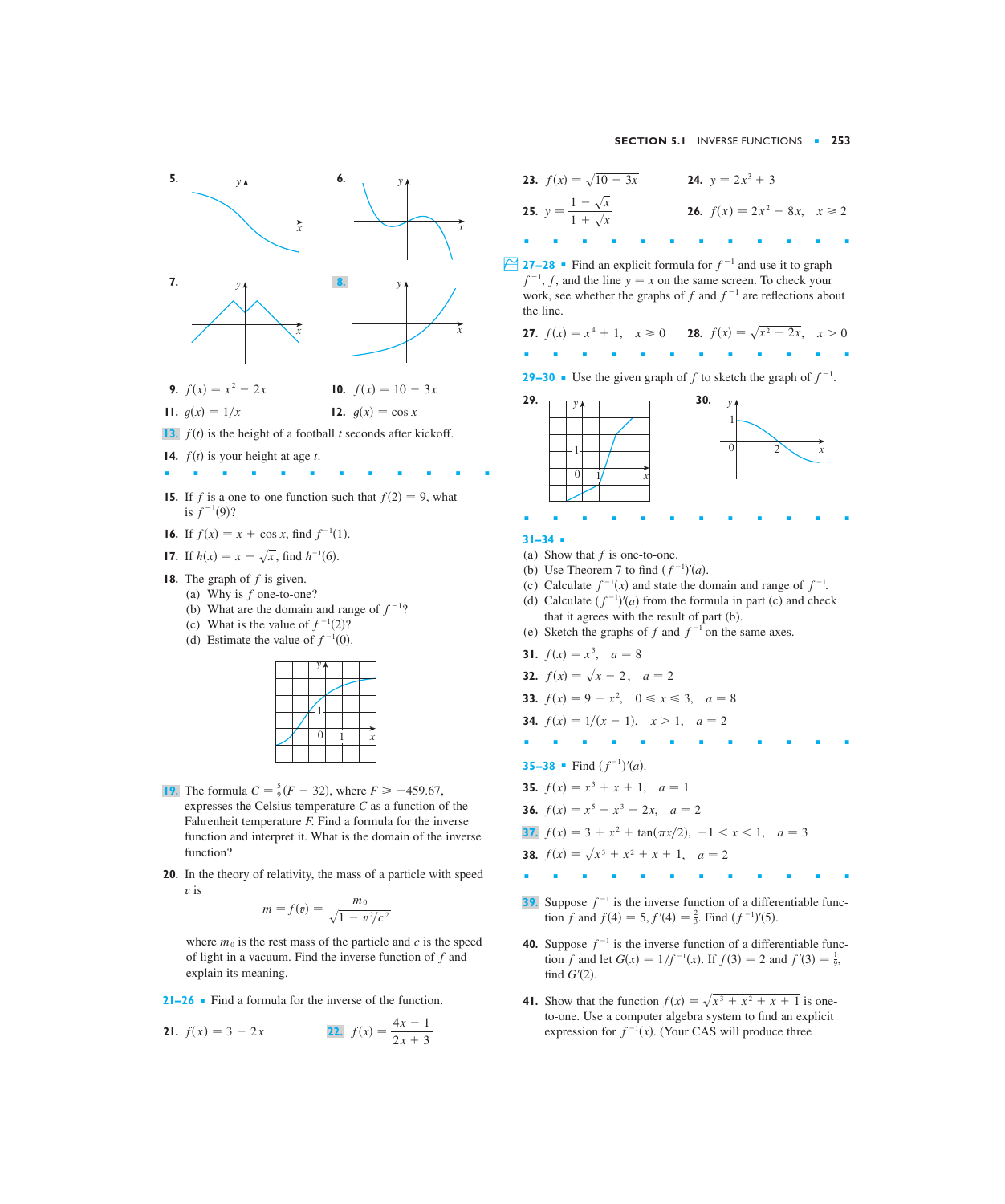**5.**

**6.**

**7.**

**8.**

**9.** $f(x) = x^2 - 2x$

**10.** $f(x) = 10 - 3x$

**11.** $g(x) = 1/x$

**12.** $g(x) = \cos x$

**13.** $f(t)$ is the height of a football $t$ seconds after kickoff.

**14.** $f(t)$ is your height at age $t$.

**15.** If $f$ is a one-to-one function such that $f(2) = 9$, what is $f^{-1}(9)$?

**16.** If $f(x) = x + \cos x$, find $f^{-1}(1)$.

**17.** If $h(x) = x + \sqrt{x}$, find $h^{-1}(6)$.

**18.** The graph of $f$ is given.

(a) Why is $f$ one-to-one?

(b) What are the domain and range of $f^{-1}$?

(c) What is the value of $f^{-1}(2)$?

(d) Estimate the value of $f^{-1}(0)$.

**19.** The formula $C = \frac{5}{9}(F - 32)$, where $F \geqslant -459.67$, expresses the Celsius temperature $C$ as a function of the Fahrenheit temperature $F$. Find a formula for the inverse function and interpret it. What is the domain of the inverse function?

**20.** In the theory of relativity, the mass of a particle with speed $v$ is

$$m = f(v) = \frac{m_0}{\sqrt{1 - v^2/c^2}}$$

where $m_0$ is the rest mass of the particle and $c$ is the speed of light in a vacuum. Find the inverse function of $f$ and explain its meaning.

**21–26** Find a formula for the inverse of the function.

**21.** $f(x) = 3 - 2x$

**22.** $f(x) = \dfrac{4x - 1}{2x + 3}$

**23.** $f(x) = \sqrt{10 - 3x}$

**24.** $y = 2x^3 + 3$

**25.** $y = \dfrac{1 - \sqrt{x}}{1 + \sqrt{x}}$

**26.** $f(x) = 2x^2 - 8x, \quad x \geqslant 2$

**27–28** Find an explicit formula for $f^{-1}$ and use it to graph $f^{-1}$, $f$, and the line $y = x$ on the same screen. To check your work, see whether the graphs of $f$ and $f^{-1}$ are reflections about the line.

**27.** $f(x) = x^4 + 1, \quad x \geqslant 0$

**28.** $f(x) = \sqrt{x^2 + 2x}, \quad x > 0$

**29–30** Use the given graph of $f$ to sketch the graph of $f^{-1}$.

**29.**

**30.**

**31–34**

(a) Show that $f$ is one-to-one.

(b) Use Theorem 7 to find $(f^{-1})'(a)$.

(c) Calculate $f^{-1}(x)$ and state the domain and range of $f^{-1}$.

(d) Calculate $(f^{-1})'(a)$ from the formula in part (c) and check that it agrees with the result of part (b).

(e) Sketch the graphs of $f$ and $f^{-1}$ on the same axes.

**31.** $f(x) = x^3, \quad a = 8$

**32.** $f(x) = \sqrt{x - 2}, \quad a = 2$

**33.** $f(x) = 9 - x^2, \quad 0 \leqslant x \leqslant 3, \quad a = 8$

**34.** $f(x) = 1/(x - 1), \quad x > 1, \quad a = 2$

**35–38** Find $(f^{-1})'(a)$.

**35.** $f(x) = x^3 + x + 1, \quad a = 1$

**36.** $f(x) = x^5 - x^3 + 2x, \quad a = 2$

**37.** $f(x) = 3 + x^2 + \tan(\pi x/2), \quad -1 < x < 1, \quad a = 3$

**38.** $f(x) = \sqrt{x^3 + x^2 + x + 1}, \quad a = 2$

**39.** Suppose $f^{-1}$ is the inverse function of a differentiable function $f$ and $f(4) = 5$, $f'(4) = \frac{2}{3}$. Find $(f^{-1})'(5)$.

**40.** Suppose $f^{-1}$ is the inverse function of a differentiable function $f$ and let $G(x) = 1/f^{-1}(x)$. If $f(3) = 2$ and $f'(3) = \frac{1}{9}$, find $G'(2)$.

**41.** Show that the function $f(x) = \sqrt{x^3 + x^2 + x + 1}$ is one-to-one. Use a computer algebra system to find an explicit expression for $f^{-1}(x)$. (Your CAS will produce three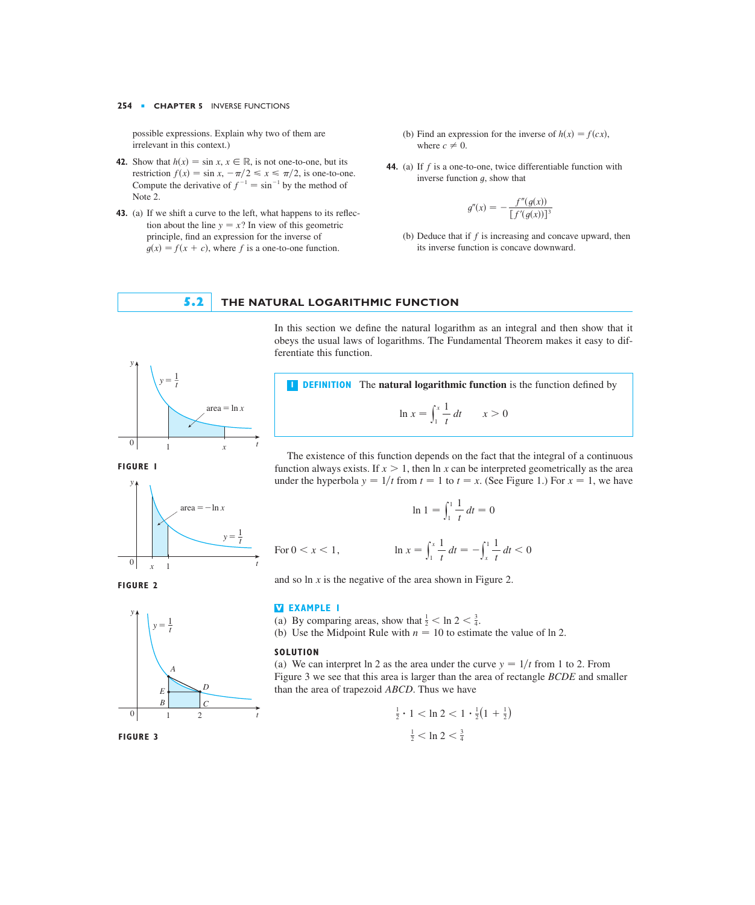possible expressions. Explain why two of them are irrelevant in this context.)

**42.** Show that $h(x) = \sin x$, $x \in \mathbb{R}$, is not one-to-one, but its restriction $f(x) = \sin x$, $-\pi/2 \leqslant x \leqslant \pi/2$, is one-to-one. Compute the derivative of $f^{-1} = \sin^{-1}$ by the method of Note 2.

**43.** (a) If we shift a curve to the left, what happens to its reflection about the line $y = x$? In view of this geometric principle, find an expression for the inverse of $g(x) = f(x + c)$, where $f$ is a one-to-one function.

(b) Find an expression for the inverse of $h(x) = f(cx)$, where $c \neq 0$.

**44.** (a) If $f$ is a one-to-one, twice differentiable function with inverse function $g$, show that

$$g''(x) = -\frac{f''(g(x))}{[f'(g(x))]^3}$$

(b) Deduce that if $f$ is increasing and concave upward, then its inverse function is concave downward.

## 5.2 THE NATURAL LOGARITHMIC FUNCTION

In this section we define the natural logarithm as an integral and then show that it obeys the usual laws of logarithms. The Fundamental Theorem makes it easy to differentiate this function.

**1 DEFINITION** The **natural logarithmic function** is the function defined by

$$\ln x = \int_1^x \frac{1}{t}\,dt \qquad x > 0$$

y
$y = \frac{1}{t}$
area $= \ln x$
0
1
x
t

FIGURE 1

The existence of this function depends on the fact that the integral of a continuous function always exists. If $x > 1$, then $\ln x$ can be interpreted geometrically as the area under the hyperbola $y = 1/t$ from $t = 1$ to $t = x$. (See Figure 1.) For $x = 1$, we have

$$\ln 1 = \int_1^1 \frac{1}{t}\,dt = 0$$

y
area $= -\ln x$
$y = \frac{1}{t}$
0
x
1
t

FIGURE 2

For $0 < x < 1$,
$$\ln x = \int_1^x \frac{1}{t}\,dt = -\int_x^1 \frac{1}{t}\,dt < 0$$

and so $\ln x$ is the negative of the area shown in Figure 2.

**EXAMPLE 1**

(a) By comparing areas, show that $\frac{1}{2} < \ln 2 < \frac{3}{4}$.

(b) Use the Midpoint Rule with $n = 10$ to estimate the value of $\ln 2$.

**SOLUTION**

(a) We can interpret $\ln 2$ as the area under the curve $y = 1/t$ from 1 to 2. From Figure 3 we see that this area is larger than the area of rectangle $BCDE$ and smaller than the area of trapezoid $ABCD$. Thus we have

$$\tfrac{1}{2} \cdot 1 < \ln 2 < 1 \cdot \tfrac{1}{2}\left(1 + \tfrac{1}{2}\right)$$

$$\tfrac{1}{2} < \ln 2 < \tfrac{3}{4}$$

y
$y = \frac{1}{t}$
A
D
E
B
C
0
1
2
t

FIGURE 3